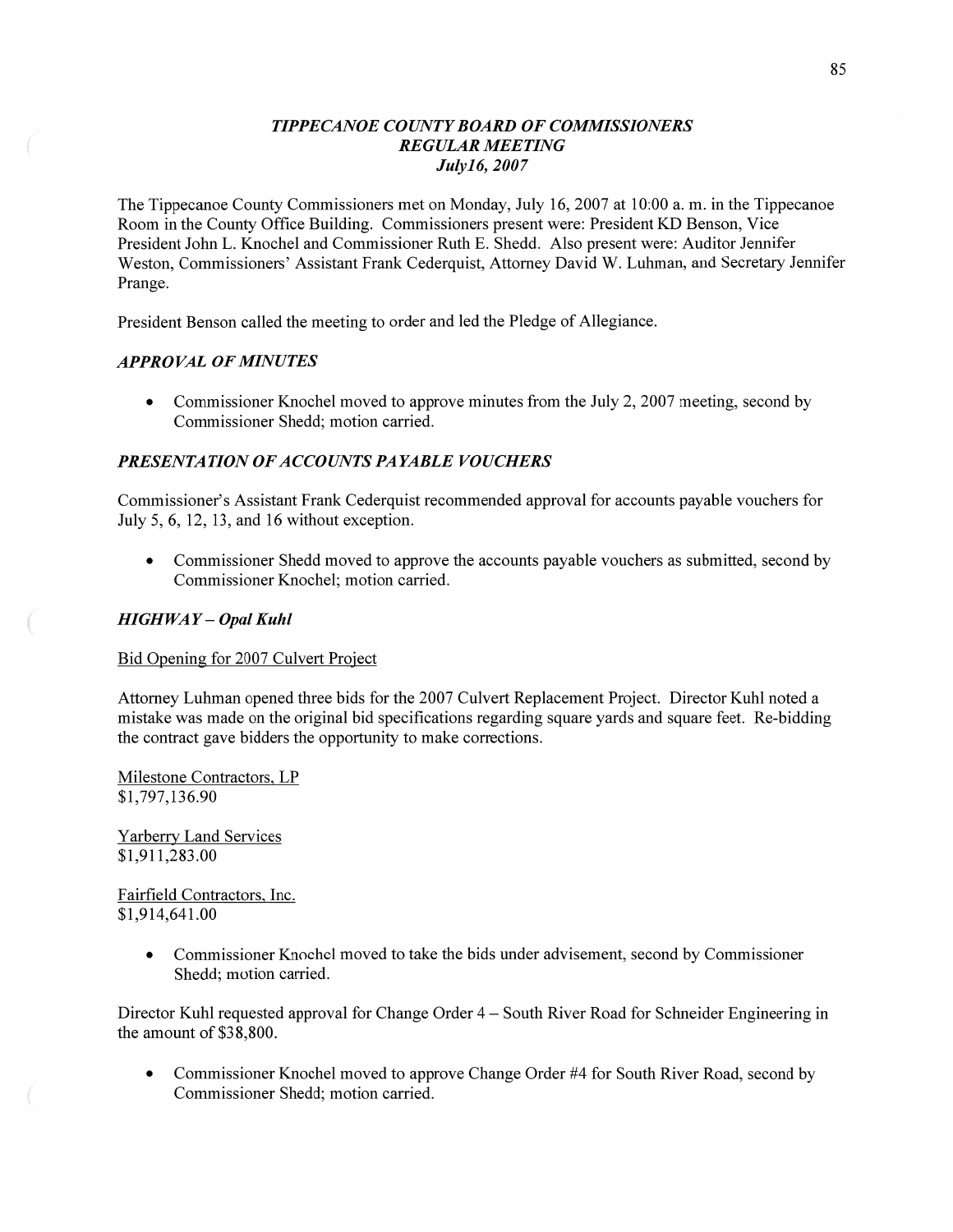## *TIPPECANOE COUNTY BOARD OF COMMISSIONERS*
## *REGULAR MEETING*
## *July16, 2007*

The Tippecanoe County Commissioners met on Monday, July 16, 2007 at 10:00 a. m. in the Tippecanoe Room in the County Office Building. Commissioners present were: President KD Benson, Vice President John L. Knochel and Commissioner Ruth E. Shedd. Also present were: Auditor Jennifer Weston, Commissioners' Assistant Frank Cederquist, Attorney David W. Luhman, and Secretary Jennifer Prange.

President Benson called the meeting to order and led the Pledge of Allegiance.

### *APPROVAL OF MINUTES*

- Commissioner Knochel moved to approve minutes from the July 2, 2007 meeting, second by Commissioner Shedd; motion carried.

### *PRESENTATION OF ACCOUNTS PAYABLE VOUCHERS*

Commissioner's Assistant Frank Cederquist recommended approval for accounts payable vouchers for July 5, 6, 12, 13, and 16 without exception.

- Commissioner Shedd moved to approve the accounts payable vouchers as submitted, second by Commissioner Knochel; motion carried.

### *HIGHWAY – Opal Kuhl*

Bid Opening for 2007 Culvert Project

Attorney Luhman opened three bids for the 2007 Culvert Replacement Project. Director Kuhl noted a mistake was made on the original bid specifications regarding square yards and square feet. Re-bidding the contract gave bidders the opportunity to make corrections.

Milestone Contractors, LP
$1,797,136.90

Yarberry Land Services
$1,911,283.00

Fairfield Contractors, Inc.
$1,914,641.00

- Commissioner Knochel moved to take the bids under advisement, second by Commissioner Shedd; motion carried.

Director Kuhl requested approval for Change Order 4 – South River Road for Schneider Engineering in the amount of $38,800.

- Commissioner Knochel moved to approve Change Order #4 for South River Road, second by Commissioner Shedd; motion carried.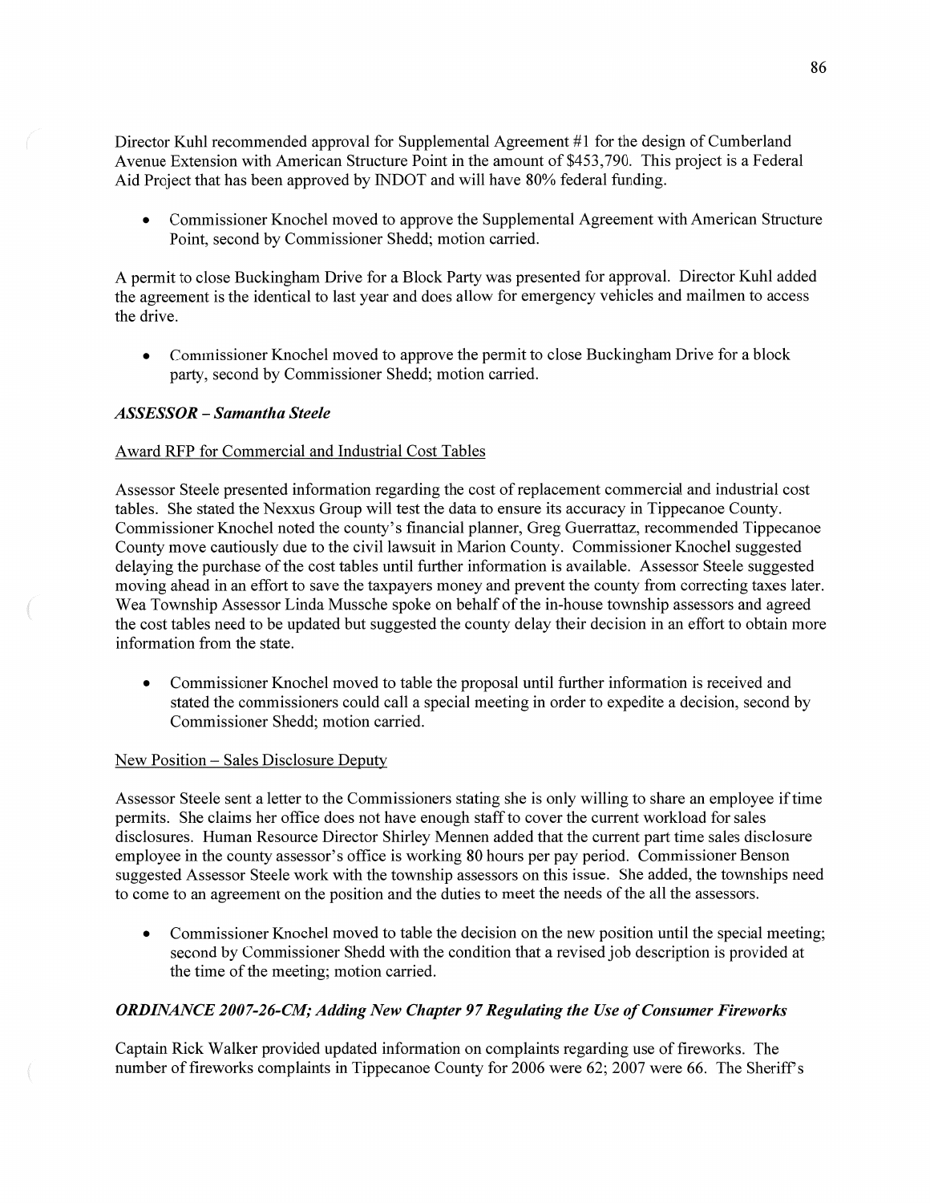Director Kuhl recommended approval for Supplemental Agreement #1 for the design of Cumberland Avenue Extension with American Structure Point in the amount of $453,790. This project is a Federal Aid Project that has been approved by INDOT and will have 80% federal funding.

- Commissioner Knochel moved to approve the Supplemental Agreement with American Structure Point, second by Commissioner Shedd; motion carried.

A permit to close Buckingham Drive for a Block Party was presented for approval. Director Kuhl added the agreement is the identical to last year and does allow for emergency vehicles and mailmen to access the drive.

- Commissioner Knochel moved to approve the permit to close Buckingham Drive for a block party, second by Commissioner Shedd; motion carried.

### *ASSESSOR – Samantha Steele*

Award RFP for Commercial and Industrial Cost Tables

Assessor Steele presented information regarding the cost of replacement commercial and industrial cost tables. She stated the Nexxus Group will test the data to ensure its accuracy in Tippecanoe County. Commissioner Knochel noted the county's financial planner, Greg Guerrattaz, recommended Tippecanoe County move cautiously due to the civil lawsuit in Marion County. Commissioner Knochel suggested delaying the purchase of the cost tables until further information is available. Assessor Steele suggested moving ahead in an effort to save the taxpayers money and prevent the county from correcting taxes later. Wea Township Assessor Linda Mussche spoke on behalf of the in-house township assessors and agreed the cost tables need to be updated but suggested the county delay their decision in an effort to obtain more information from the state.

- Commissioner Knochel moved to table the proposal until further information is received and stated the commissioners could call a special meeting in order to expedite a decision, second by Commissioner Shedd; motion carried.

New Position – Sales Disclosure Deputy

Assessor Steele sent a letter to the Commissioners stating she is only willing to share an employee if time permits. She claims her office does not have enough staff to cover the current workload for sales disclosures. Human Resource Director Shirley Mennen added that the current part time sales disclosure employee in the county assessor's office is working 80 hours per pay period. Commissioner Benson suggested Assessor Steele work with the township assessors on this issue. She added, the townships need to come to an agreement on the position and the duties to meet the needs of the all the assessors.

- Commissioner Knochel moved to table the decision on the new position until the special meeting; second by Commissioner Shedd with the condition that a revised job description is provided at the time of the meeting; motion carried.

### *ORDINANCE 2007-26-CM; Adding New Chapter 97 Regulating the Use of Consumer Fireworks*

Captain Rick Walker provided updated information on complaints regarding use of fireworks. The number of fireworks complaints in Tippecanoe County for 2006 were 62; 2007 were 66. The Sheriff's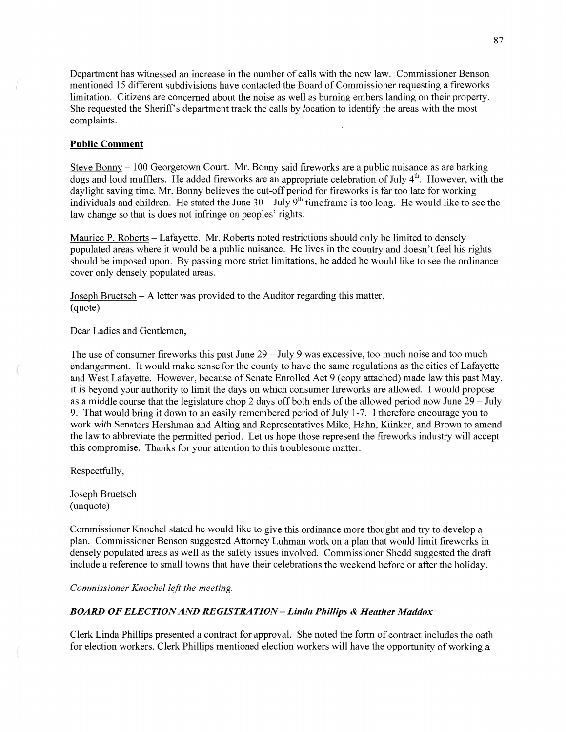Department has witnessed an increase in the number of calls with the new law. Commissioner Benson mentioned 15 different subdivisions have contacted the Board of Commissioner requesting a fireworks limitation. Citizens are concerned about the noise as well as burning embers landing on their property. She requested the Sheriff's department track the calls by location to identify the areas with the most complaints.

**Public Comment**

Steve Bonny – 100 Georgetown Court. Mr. Bonny said fireworks are a public nuisance as are barking dogs and loud mufflers. He added fireworks are an appropriate celebration of July 4th. However, with the daylight saving time, Mr. Bonny believes the cut-off period for fireworks is far too late for working individuals and children. He stated the June 30 – July 9th timeframe is too long. He would like to see the law change so that is does not infringe on peoples' rights.

Maurice P. Roberts – Lafayette. Mr. Roberts noted restrictions should only be limited to densely populated areas where it would be a public nuisance. He lives in the country and doesn't feel his rights should be imposed upon. By passing more strict limitations, he added he would like to see the ordinance cover only densely populated areas.

Joseph Bruetsch – A letter was provided to the Auditor regarding this matter.
(quote)

Dear Ladies and Gentlemen,

The use of consumer fireworks this past June 29 – July 9 was excessive, too much noise and too much endangerment. It would make sense for the county to have the same regulations as the cities of Lafayette and West Lafayette. However, because of Senate Enrolled Act 9 (copy attached) made law this past May, it is beyond your authority to limit the days on which consumer fireworks are allowed. I would propose as a middle course that the legislature chop 2 days off both ends of the allowed period now June 29 – July 9. That would bring it down to an easily remembered period of July 1-7. I therefore encourage you to work with Senators Hershman and Alting and Representatives Mike, Hahn, Klinker, and Brown to amend the law to abbreviate the permitted period. Let us hope those represent the fireworks industry will accept this compromise. Thanks for your attention to this troublesome matter.

Respectfully,

Joseph Bruetsch
(unquote)

Commissioner Knochel stated he would like to give this ordinance more thought and try to develop a plan. Commissioner Benson suggested Attorney Luhman work on a plan that would limit fireworks in densely populated areas as well as the safety issues involved. Commissioner Shedd suggested the draft include a reference to small towns that have their celebrations the weekend before or after the holiday.

*Commissioner Knochel left the meeting.*

***BOARD OF ELECTION AND REGISTRATION – Linda Phillips & Heather Maddox***

Clerk Linda Phillips presented a contract for approval. She noted the form of contract includes the oath for election workers. Clerk Phillips mentioned election workers will have the opportunity of working a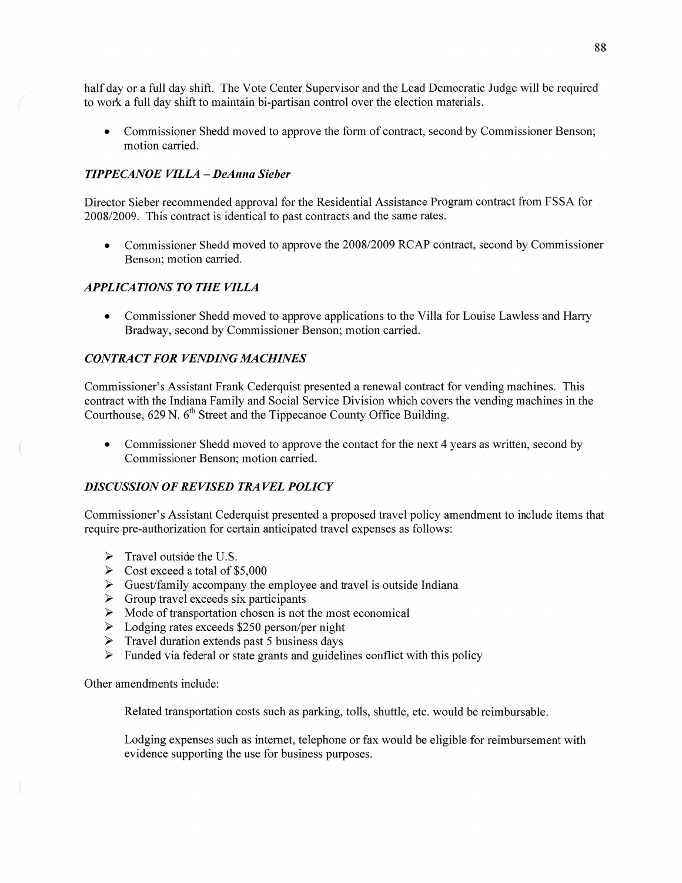half day or a full day shift. The Vote Center Supervisor and the Lead Democratic Judge will be required to work a full day shift to maintain bi-partisan control over the election materials.

- Commissioner Shedd moved to approve the form of contract, second by Commissioner Benson; motion carried.

### *TIPPECANOE VILLA – DeAnna Sieber*

Director Sieber recommended approval for the Residential Assistance Program contract from FSSA for 2008/2009. This contract is identical to past contracts and the same rates.

- Commissioner Shedd moved to approve the 2008/2009 RCAP contract, second by Commissioner Benson; motion carried.

### *APPLICATIONS TO THE VILLA*

- Commissioner Shedd moved to approve applications to the Villa for Louise Lawless and Harry Bradway, second by Commissioner Benson; motion carried.

### *CONTRACT FOR VENDING MACHINES*

Commissioner's Assistant Frank Cederquist presented a renewal contract for vending machines. This contract with the Indiana Family and Social Service Division which covers the vending machines in the Courthouse, 629 N. 6th Street and the Tippecanoe County Office Building.

- Commissioner Shedd moved to approve the contact for the next 4 years as written, second by Commissioner Benson; motion carried.

### *DISCUSSION OF REVISED TRAVEL POLICY*

Commissioner's Assistant Cederquist presented a proposed travel policy amendment to include items that require pre-authorization for certain anticipated travel expenses as follows:

- Travel outside the U.S.
- Cost exceed a total of $5,000
- Guest/family accompany the employee and travel is outside Indiana
- Group travel exceeds six participants
- Mode of transportation chosen is not the most economical
- Lodging rates exceeds $250 person/per night
- Travel duration extends past 5 business days
- Funded via federal or state grants and guidelines conflict with this policy

Other amendments include:

Related transportation costs such as parking, tolls, shuttle, etc. would be reimbursable.

Lodging expenses such as internet, telephone or fax would be eligible for reimbursement with evidence supporting the use for business purposes.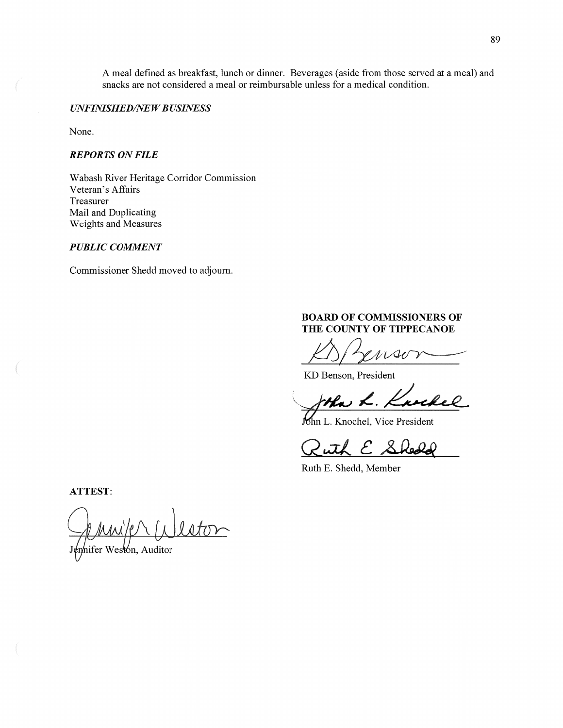A meal defined as breakfast, lunch or dinner. Beverages (aside from those served at a meal) and snacks are not considered a meal or reimbursable unless for a medical condition.

### *UNFINISHED/NEW BUSINESS*

None.

### *REPORTS ON FILE*

Wabash River Heritage Corridor Commission
Veteran's Affairs
Treasurer
Mail and Duplicating
Weights and Measures

### *PUBLIC COMMENT*

Commissioner Shedd moved to adjourn.

**BOARD OF COMMISSIONERS OF THE COUNTY OF TIPPECANOE**

KD Benson, President

John L. Knochel, Vice President

Ruth E. Shedd, Member

**ATTEST**:

Jennifer Weston, Auditor